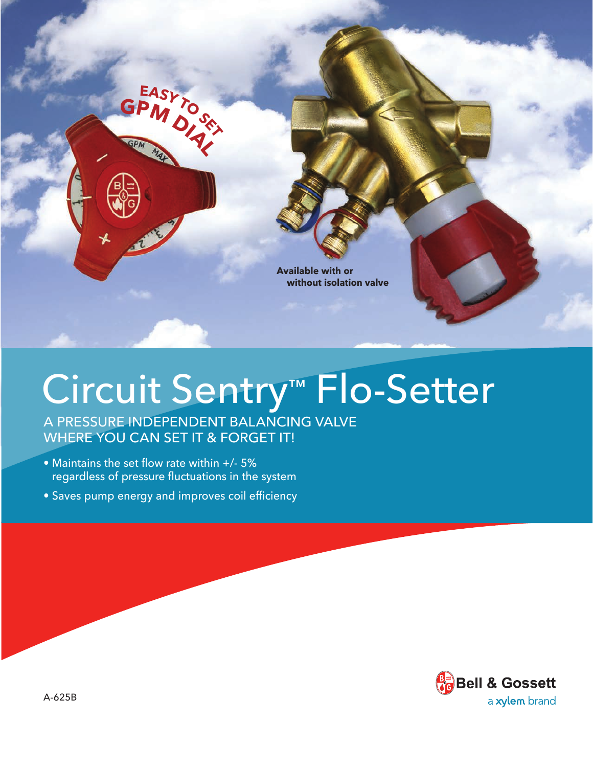EASY TO SET GPM DIAL

Available with or without isolation valve

# Circuit Sentry™ Flo-Setter

A PRESSURE INDEPENDENT BALANCING VALVE WHERE YOU CAN SET IT & FORGET IT!

- Maintains the set flow rate within +/- 5% regardless of pressure fluctuations in the system
- Saves pump energy and improves coil efficiency

A-625B

Bell & Gossett
a xylem brand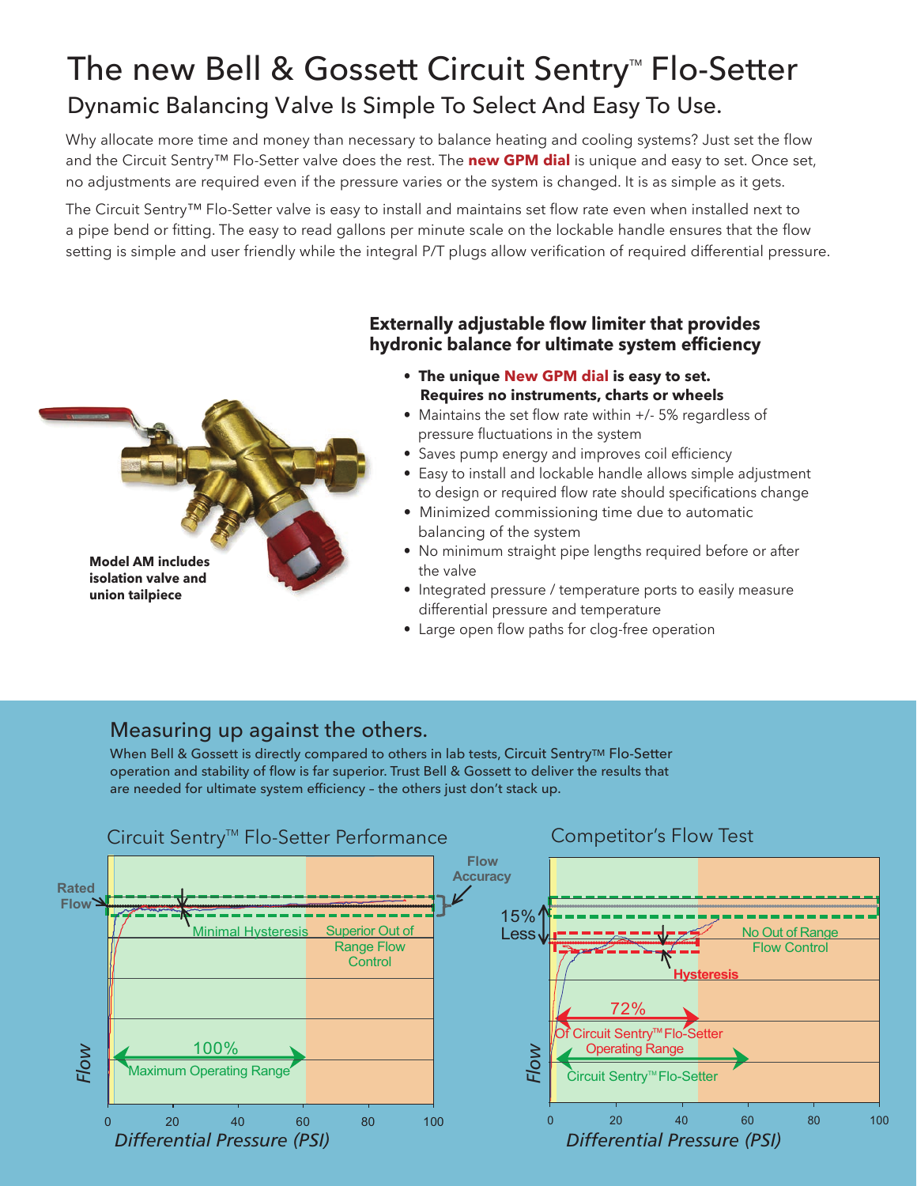# The new Bell & Gossett Circuit Sentry™ Flo-Setter

## Dynamic Balancing Valve Is Simple To Select And Easy To Use.

Why allocate more time and money than necessary to balance heating and cooling systems? Just set the flow and the Circuit Sentry™ Flo-Setter valve does the rest. The **new GPM dial** is unique and easy to set. Once set, no adjustments are required even if the pressure varies or the system is changed. It is as simple as it gets.

The Circuit Sentry™ Flo-Setter valve is easy to install and maintains set flow rate even when installed next to a pipe bend or fitting. The easy to read gallons per minute scale on the lockable handle ensures that the flow setting is simple and user friendly while the integral P/T plugs allow verification of required differential pressure.

**Model AM includes isolation valve and union tailpiece**

### Externally adjustable flow limiter that provides hydronic balance for ultimate system efficiency

- **The unique New GPM dial is easy to set. Requires no instruments, charts or wheels**
- Maintains the set flow rate within +/- 5% regardless of pressure fluctuations in the system
- Saves pump energy and improves coil efficiency
- Easy to install and lockable handle allows simple adjustment to design or required flow rate should specifications change
- Minimized commissioning time due to automatic balancing of the system
- No minimum straight pipe lengths required before or after the valve
- Integrated pressure / temperature ports to easily measure differential pressure and temperature
- Large open flow paths for clog-free operation

## Measuring up against the others.

When Bell & Gossett is directly compared to others in lab tests, Circuit Sentry™ Flo-Setter operation and stability of flow is far superior. Trust Bell & Gossett to deliver the results that are needed for ultimate system efficiency – the others just don't stack up.

### Circuit Sentry™ Flo-Setter Performance

Rated Flow · Flow Accuracy · Minimal Hysteresis · Superior Out of Range Flow Control · 100% Maximum Operating Range

Flow vs. Differential Pressure (PSI): 0, 20, 40, 60, 80, 100

### Competitor's Flow Test

15% Less · No Out of Range Flow Control · Hysteresis · 72% Of Circuit Sentry™ Flo-Setter Operating Range · Circuit Sentry™ Flo-Setter

Flow vs. Differential Pressure (PSI): 0, 20, 40, 60, 80, 100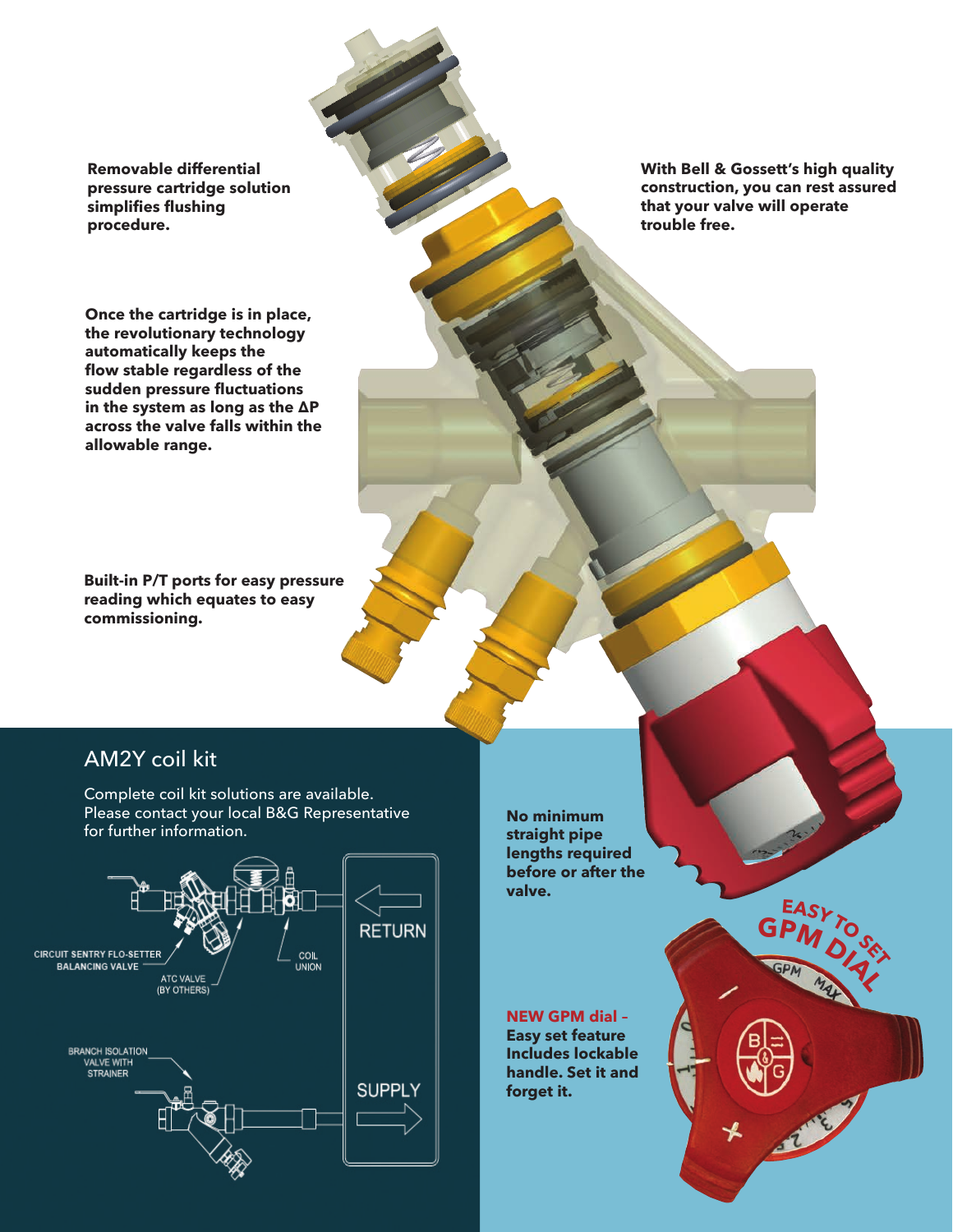**Removable differential pressure cartridge solution simplifies flushing procedure.**

**With Bell & Gossett's high quality construction, you can rest assured that your valve will operate trouble free.**

**Once the cartridge is in place, the revolutionary technology automatically keeps the flow stable regardless of the sudden pressure fluctuations in the system as long as the ΔP across the valve falls within the allowable range.**

**Built-in P/T ports for easy pressure reading which equates to easy commissioning.**

## AM2Y coil kit

Complete coil kit solutions are available. Please contact your local B&G Representative for further information.

CIRCUIT SENTRY FLO-SETTER BALANCING VALVE

ATC VALVE (BY OTHERS)

COIL UNION

RETURN

BRANCH ISOLATION VALVE WITH STRAINER

SUPPLY

**No minimum straight pipe lengths required before or after the valve.**

**NEW GPM dial – Easy set feature Includes lockable handle. Set it and forget it.**

**EASY TO SET GPM DIAL**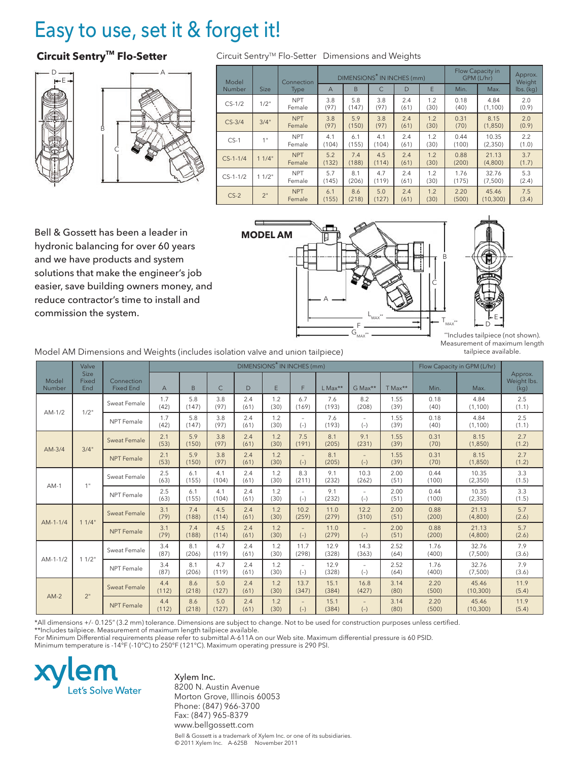# Easy to use, set it & forget it!

## Circuit Sentry™ Flo-Setter

D
E
A
B
C

Circuit Sentry™ Flo-Setter Dimensions and Weights

| Model Number | Size | Connection Type | DIMENSIONS* IN INCHES (mm) | | | | | Flow Capacity in GPM (L/hr) | | Approx. Weight lbs. (kg) |
|---|---|---|---|---|---|---|---|---|---|---|
| | | | A | B | C | D | E | Min. | Max. | |
| CS-1/2 | 1/2" | NPT Female | 3.8 (97) | 5.8 (147) | 3.8 (97) | 2.4 (61) | 1.2 (30) | 0.18 (40) | 4.84 (1,100) | 2.0 (0.9) |
| CS-3/4 | 3/4" | NPT Female | 3.8 (97) | 5.9 (150) | 3.8 (97) | 2.4 (61) | 1.2 (30) | 0.31 (70) | 8.15 (1,850) | 2.0 (0.9) |
| CS-1 | 1" | NPT Female | 4.1 (104) | 6.1 (155) | 4.1 (104) | 2.4 (61) | 1.2 (30) | 0.44 (100) | 10.35 (2,350) | 2.2 (1.0) |
| CS-1-1/4 | 1 1/4" | NPT Female | 5.2 (132) | 7.4 (188) | 4.5 (114) | 2.4 (61) | 1.2 (30) | 0.88 (200) | 21.13 (4,800) | 3.7 (1.7) |
| CS-1-1/2 | 1 1/2" | NPT Female | 5.7 (145) | 8.1 (206) | 4.7 (119) | 2.4 (61) | 1.2 (30) | 1.76 (175) | 32.76 (7,500) | 5.3 (2.4) |
| CS-2 | 2" | NPT Female | 6.1 (155) | 8.6 (218) | 5.0 (127) | 2.4 (61) | 1.2 (30) | 2.20 (500) | 45.46 (10,300) | 7.5 (3.4) |

Bell & Gossett has been a leader in hydronic balancing for over 60 years and we have products and system solutions that make the engineer's job easier, save building owners money, and reduce contractor's time to install and commission the system.

**MODEL AM**

A
B
C
$L_{MAX}$**
F
$G_{MAX}$**
$T_{MAX}$**
D
E

**Includes tailpiece (not shown). Measurement of maximum length tailpiece available.

Model AM Dimensions and Weights (includes isolation valve and union tailpiece)

| Model Number | Valve Size Fixed End | Connection Fixed End | DIMENSIONS* IN INCHES (mm) | | | | | | | | | Flow Capacity in GPM (L/hr) | | Approx. Weight lbs. (kg) |
|---|---|---|---|---|---|---|---|---|---|---|---|---|---|---|
| | | | A | B | C | D | E | F | L Max** | G Max** | T Max** | Min. | Max. | |
| AM-1/2 | 1/2" | Sweat Female | 1.7 (42) | 5.8 (147) | 3.8 (97) | 2.4 (61) | 1.2 (30) | 6.7 (169) | 7.6 (193) | 8.2 (208) | 1.55 (39) | 0.18 (40) | 4.84 (1,100) | 2.5 (1.1) |
| | | NPT Female | 1.7 (42) | 5.8 (147) | 3.8 (97) | 2.4 (61) | 1.2 (30) | – (-) | 7.6 (193) | – (-) | 1.55 (39) | 0.18 (40) | 4.84 (1,100) | 2.5 (1.1) |
| AM-3/4 | 3/4" | Sweat Female | 2.1 (53) | 5.9 (150) | 3.8 (97) | 2.4 (61) | 1.2 (30) | 7.5 (191) | 8.1 (205) | 9.1 (231) | 1.55 (39) | 0.31 (70) | 8.15 (1,850) | 2.7 (1.2) |
| | | NPT Female | 2.1 (53) | 5.9 (150) | 3.8 (97) | 2.4 (61) | 1.2 (30) | – (-) | 8.1 (205) | – (-) | 1.55 (39) | 0.31 (70) | 8.15 (1,850) | 2.7 (1.2) |
| AM-1 | 1" | Sweat Female | 2.5 (63) | 6.1 (155) | 4.1 (104) | 2.4 (61) | 1.2 (30) | 8.3 (211) | 9.1 (232) | 10.3 (262) | 2.00 (51) | 0.44 (100) | 10.35 (2,350) | 3.3 (1.5) |
| | | NPT Female | 2.5 (63) | 6.1 (155) | 4.1 (104) | 2.4 (61) | 1.2 (30) | – (-) | 9.1 (232) | – (-) | 2.00 (51) | 0.44 (100) | 10.35 (2,350) | 3.3 (1.5) |
| AM-1-1/4 | 1 1/4" | Sweat Female | 3.1 (79) | 7.4 (188) | 4.5 (114) | 2.4 (61) | 1.2 (30) | 10.2 (259) | 11.0 (279) | 12.2 (310) | 2.00 (51) | 0.88 (200) | 21.13 (4,800) | 5.7 (2.6) |
| | | NPT Female | 3.1 (79) | 7.4 (188) | 4.5 (114) | 2.4 (61) | 1.2 (30) | – (-) | 11.0 (279) | – (-) | 2.00 (51) | 0.88 (200) | 21.13 (4,800) | 5.7 (2.6) |
| AM-1-1/2 | 1 1/2" | Sweat Female | 3.4 (87) | 8.1 (206) | 4.7 (119) | 2.4 (61) | 1.2 (30) | 11.7 (298) | 12.9 (328) | 14.3 (363) | 2.52 (64) | 1.76 (400) | 32.76 (7,500) | 7.9 (3.6) |
| | | NPT Female | 3.4 (87) | 8.1 (206) | 4.7 (119) | 2.4 (61) | 1.2 (30) | – (-) | 12.9 (328) | – (-) | 2.52 (64) | 1.76 (400) | 32.76 (7,500) | 7.9 (3.6) |
| AM-2 | 2" | Sweat Female | 4.4 (112) | 8.6 (218) | 5.0 (127) | 2.4 (61) | 1.2 (30) | 13.7 (347) | 15.1 (384) | 16.8 (427) | 3.14 (80) | 2.20 (500) | 45.46 (10,300) | 11.9 (5.4) |
| | | NPT Female | 4.4 (112) | 8.6 (218) | 5.0 (127) | 2.4 (61) | 1.2 (30) | – (-) | 15.1 (384) | – (-) | 3.14 (80) | 2.20 (500) | 45.46 (10,300) | 11.9 (5.4) |

*All dimensions +/- 0.125" (3.2 mm) tolerance. Dimensions are subject to change. Not to be used for construction purposes unless certified.
**Includes tailpiece. Measurement of maximum length tailpiece available.
For Minimum Differential requirements please refer to submittal A-611A on our Web site. Maximum differential pressure is 60 PSID.
Minimum temperature is -14°F (-10°C) to 250°F (121°C). Maximum operating pressure is 290 PSI.

xylem
Let's Solve Water

Xylem Inc.
8200 N. Austin Avenue
Morton Grove, Illinois 60053
Phone: (847) 966-3700
Fax: (847) 965-8379
www.bellgossett.com

Bell & Gossett is a trademark of Xylem Inc. or one of its subsidiaries.
© 2011 Xylem Inc. A-625B November 2011